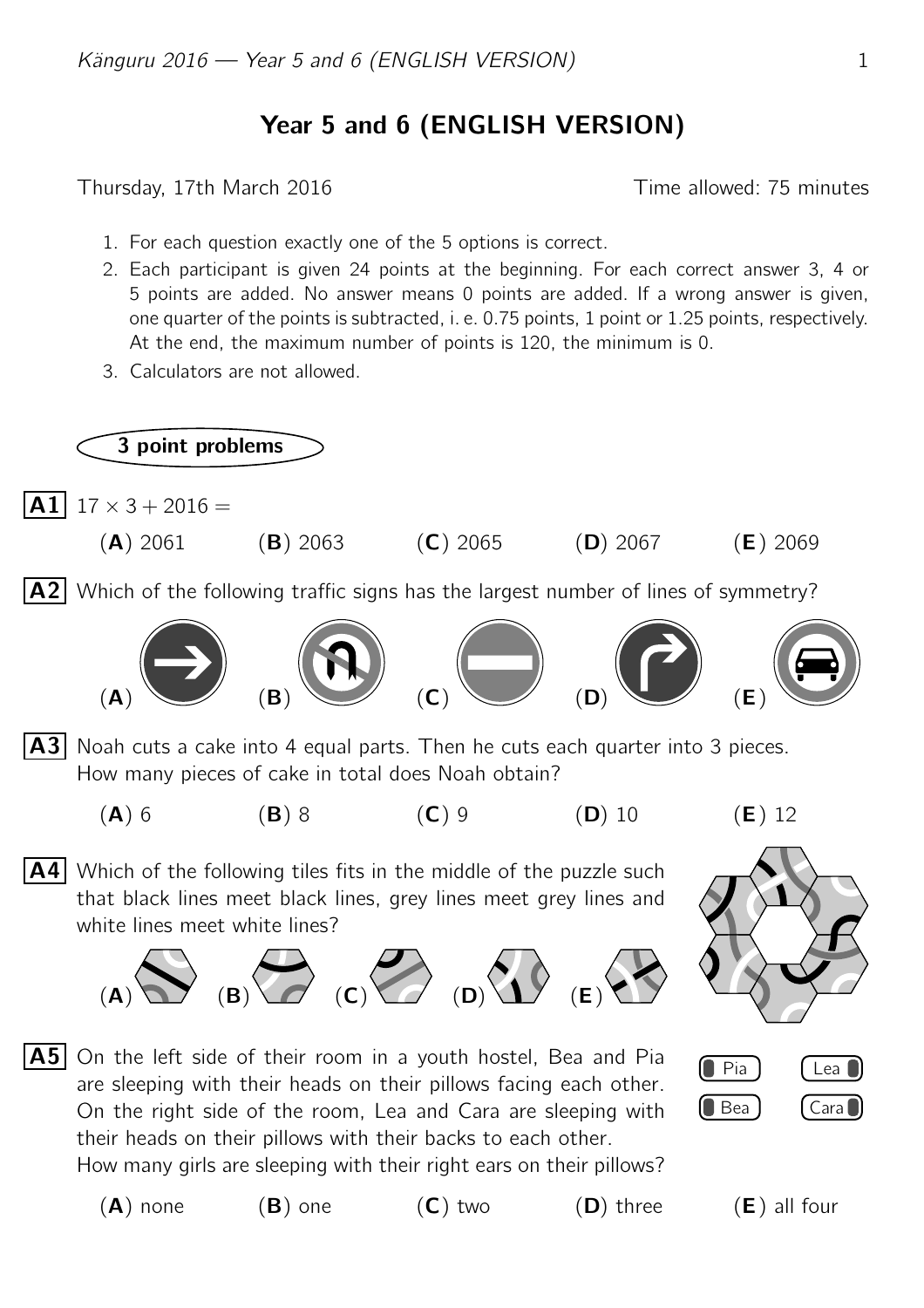# Year 5 and 6 (ENGLISH VERSION)

Thursday, 17th March 2016 — Time allowed: 75 minutes

1. For each question exactly one of the 5 options is correct.
2. Each participant is given 24 points at the beginning. For each correct answer 3, 4 or 5 points are added. No answer means 0 points are added. If a wrong answer is given, one quarter of the points is subtracted, i. e. 0.75 points, 1 point or 1.25 points, respectively. At the end, the maximum number of points is 120, the minimum is 0.
3. Calculators are not allowed.

## 3 point problems

**A1** $17 \times 3 + 2016 =$

(**A**) 2061 (**B**) 2063 (**C**) 2065 (**D**) 2067 (**E**) 2069

**A2** Which of the following traffic signs has the largest number of lines of symmetry?

(**A**) (**B**) (**C**) (**D**) (**E**)

**A3** Noah cuts a cake into 4 equal parts. Then he cuts each quarter into 3 pieces. How many pieces of cake in total does Noah obtain?

(**A**) 6 (**B**) 8 (**C**) 9 (**D**) 10 (**E**) 12

**A4** Which of the following tiles fits in the middle of the puzzle such that black lines meet black lines, grey lines meet grey lines and white lines meet white lines?

(**A**) (**B**) (**C**) (**D**) (**E**)

**A5** On the left side of their room in a youth hostel, Bea and Pia are sleeping with their heads on their pillows facing each other. On the right side of the room, Lea and Cara are sleeping with their heads on their pillows with their backs to each other. How many girls are sleeping with their right ears on their pillows?

Pia Lea
Bea Cara

(**A**) none (**B**) one (**C**) two (**D**) three (**E**) all four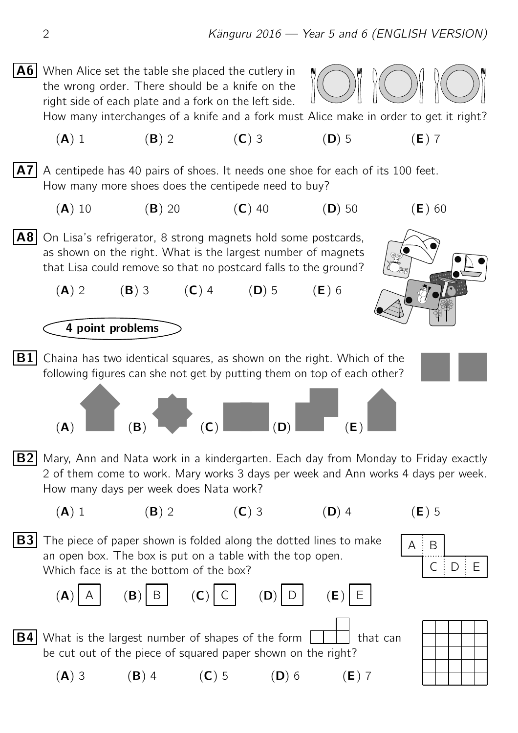**A6** When Alice set the table she placed the cutlery in the wrong order. There should be a knife on the right side of each plate and a fork on the left side. How many interchanges of a knife and a fork must Alice make in order to get it right?

(**A**) 1 (**B**) 2 (**C**) 3 (**D**) 5 (**E**) 7

**A7** A centipede has 40 pairs of shoes. It needs one shoe for each of its 100 feet. How many more shoes does the centipede need to buy?

(**A**) 10 (**B**) 20 (**C**) 40 (**D**) 50 (**E**) 60

**A8** On Lisa's refrigerator, 8 strong magnets hold some postcards, as shown on the right. What is the largest number of magnets that Lisa could remove so that no postcard falls to the ground?

(**A**) 2 (**B**) 3 (**C**) 4 (**D**) 5 (**E**) 6

## 4 point problems

**B1** Chaina has two identical squares, as shown on the right. Which of the following figures can she not get by putting them on top of each other?

(**A**) (**B**) (**C**) (**D**) (**E**)

**B2** Mary, Ann and Nata work in a kindergarten. Each day from Monday to Friday exactly 2 of them come to work. Mary works 3 days per week and Ann works 4 days per week. How many days per week does Nata work?

(**A**) 1 (**B**) 2 (**C**) 3 (**D**) 4 (**E**) 5

**B3** The piece of paper shown is folded along the dotted lines to make an open box. The box is put on a table with the top open. Which face is at the bottom of the box?

(**A**) A (**B**) B (**C**) C (**D**) D (**E**) E

**B4** What is the largest number of shapes of the form that can be cut out of the piece of squared paper shown on the right?

(**A**) 3 (**B**) 4 (**C**) 5 (**D**) 6 (**E**) 7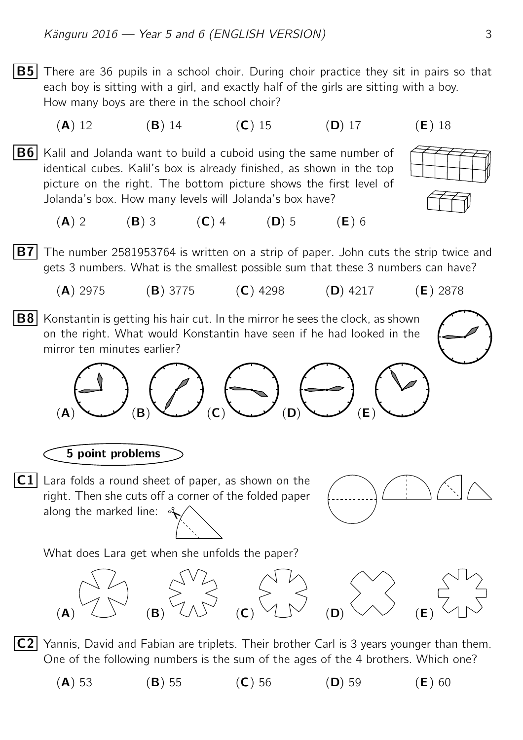**B5** There are 36 pupils in a school choir. During choir practice they sit in pairs so that each boy is sitting with a girl, and exactly half of the girls are sitting with a boy. How many boys are there in the school choir?

(**A**) 12 (**B**) 14 (**C**) 15 (**D**) 17 (**E**) 18

**B6** Kalil and Jolanda want to build a cuboid using the same number of identical cubes. Kalil's box is already finished, as shown in the top picture on the right. The bottom picture shows the first level of Jolanda's box. How many levels will Jolanda's box have?

(**A**) 2 (**B**) 3 (**C**) 4 (**D**) 5 (**E**) 6

**B7** The number 2581953764 is written on a strip of paper. John cuts the strip twice and gets 3 numbers. What is the smallest possible sum that these 3 numbers can have?

(**A**) 2975 (**B**) 3775 (**C**) 4298 (**D**) 4217 (**E**) 2878

**B8** Konstantin is getting his hair cut. In the mirror he sees the clock, as shown on the right. What would Konstantin have seen if he had looked in the mirror ten minutes earlier?

(**A**) (**B**) (**C**) (**D**) (**E**)

## 5 point problems

**C1** Lara folds a round sheet of paper, as shown on the right. Then she cuts off a corner of the folded paper along the marked line:

What does Lara get when she unfolds the paper?

(**A**) (**B**) (**C**) (**D**) (**E**)

**C2** Yannis, David and Fabian are triplets. Their brother Carl is 3 years younger than them. One of the following numbers is the sum of the ages of the 4 brothers. Which one?

(**A**) 53 (**B**) 55 (**C**) 56 (**D**) 59 (**E**) 60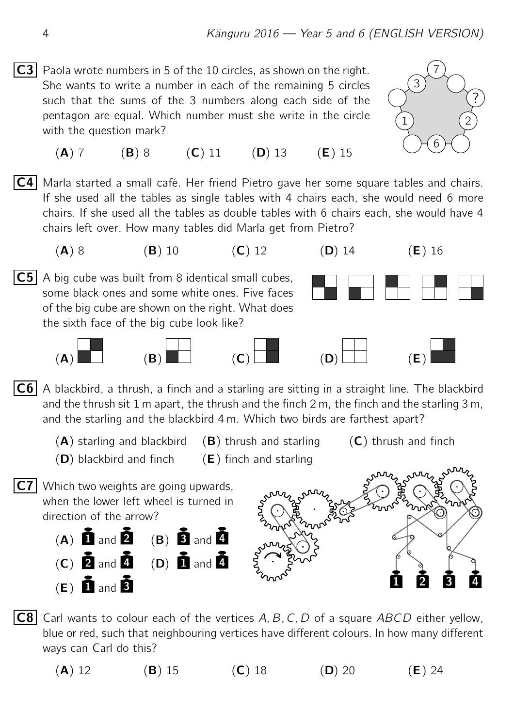**C3** Paola wrote numbers in 5 of the 10 circles, as shown on the right. She wants to write a number in each of the remaining 5 circles such that the sums of the 3 numbers along each side of the pentagon are equal. Which number must she write in the circle with the question mark?

(**A**) 7 (**B**) 8 (**C**) 11 (**D**) 13 (**E**) 15

**C4** Marla started a small café. Her friend Pietro gave her some square tables and chairs. If she used all the tables as single tables with 4 chairs each, she would need 6 more chairs. If she used all the tables as double tables with 6 chairs each, she would have 4 chairs left over. How many tables did Marla get from Pietro?

(**A**) 8 (**B**) 10 (**C**) 12 (**D**) 14 (**E**) 16

**C5** A big cube was built from 8 identical small cubes, some black ones and some white ones. Five faces of the big cube are shown on the right. What does the sixth face of the big cube look like?

(**A**) (**B**) (**C**) (**D**) (**E**)

**C6** A blackbird, a thrush, a finch and a starling are sitting in a straight line. The blackbird and the thrush sit 1 m apart, the thrush and the finch 2 m, the finch and the starling 3 m, and the starling and the blackbird 4 m. Which two birds are farthest apart?

(**A**) starling and blackbird (**B**) thrush and starling (**C**) thrush and finch
(**D**) blackbird and finch (**E**) finch and starling

**C7** Which two weights are going upwards, when the lower left wheel is turned in direction of the arrow?

(**A**) 1 and 2 (**B**) 3 and 4
(**C**) 2 and 4 (**D**) 1 and 4
(**E**) 1 and 3

**C8** Carl wants to colour each of the vertices $A, B, C, D$ of a square $ABCD$ either yellow, blue or red, such that neighbouring vertices have different colours. In how many different ways can Carl do this?

(**A**) 12 (**B**) 15 (**C**) 18 (**D**) 20 (**E**) 24